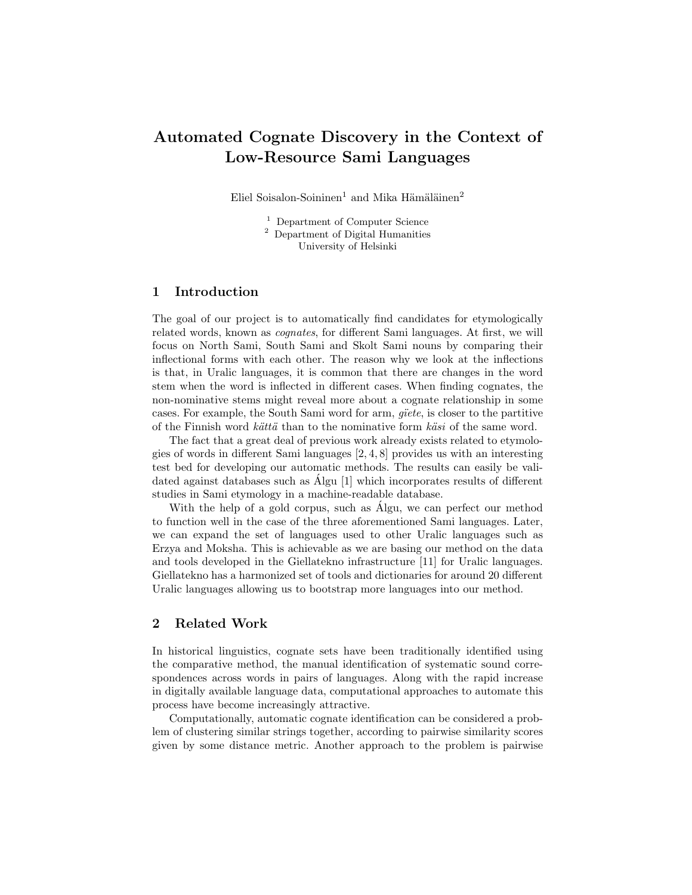# Automated Cognate Discovery in the Context of Low-Resource Sami Languages

Eliel Soisalon-Soininen[1] and Mika Hämäläinen[2]

[1] Department of Computer Science
[2] Department of Digital Humanities
University of Helsinki

## 1 Introduction

The goal of our project is to automatically find candidates for etymologically related words, known as *cognates*, for different Sami languages. At first, we will focus on North Sami, South Sami and Skolt Sami nouns by comparing their inflectional forms with each other. The reason why we look at the inflections is that, in Uralic languages, it is common that there are changes in the word stem when the word is inflected in different cases. When finding cognates, the non-nominative stems might reveal more about a cognate relationship in some cases. For example, the South Sami word for arm, *gïete*, is closer to the partitive of the Finnish word *kättä* than to the nominative form *käsi* of the same word.

The fact that a great deal of previous work already exists related to etymologies of words in different Sami languages [2, 4, 8] provides us with an interesting test bed for developing our automatic methods. The results can easily be validated against databases such as Álgu [1] which incorporates results of different studies in Sami etymology in a machine-readable database.

With the help of a gold corpus, such as Álgu, we can perfect our method to function well in the case of the three aforementioned Sami languages. Later, we can expand the set of languages used to other Uralic languages such as Erzya and Moksha. This is achievable as we are basing our method on the data and tools developed in the Giellatekno infrastructure [11] for Uralic languages. Giellatekno has a harmonized set of tools and dictionaries for around 20 different Uralic languages allowing us to bootstrap more languages into our method.

## 2 Related Work

In historical linguistics, cognate sets have been traditionally identified using the comparative method, the manual identification of systematic sound correspondences across words in pairs of languages. Along with the rapid increase in digitally available language data, computational approaches to automate this process have become increasingly attractive.

Computationally, automatic cognate identification can be considered a problem of clustering similar strings together, according to pairwise similarity scores given by some distance metric. Another approach to the problem is pairwise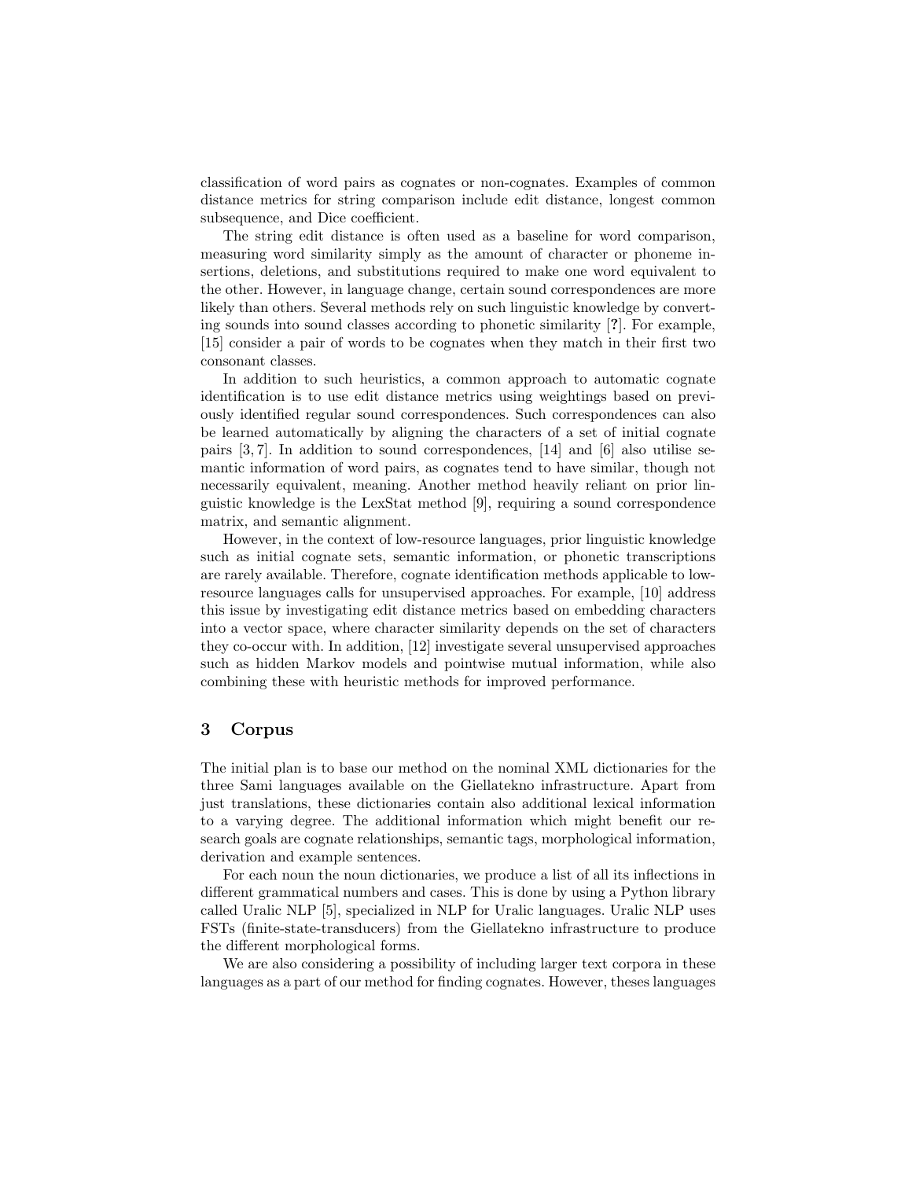classification of word pairs as cognates or non-cognates. Examples of common distance metrics for string comparison include edit distance, longest common subsequence, and Dice coefficient.

The string edit distance is often used as a baseline for word comparison, measuring word similarity simply as the amount of character or phoneme insertions, deletions, and substitutions required to make one word equivalent to the other. However, in language change, certain sound correspondences are more likely than others. Several methods rely on such linguistic knowledge by converting sounds into sound classes according to phonetic similarity [?]. For example, [15] consider a pair of words to be cognates when they match in their first two consonant classes.

In addition to such heuristics, a common approach to automatic cognate identification is to use edit distance metrics using weightings based on previously identified regular sound correspondences. Such correspondences can also be learned automatically by aligning the characters of a set of initial cognate pairs [3, 7]. In addition to sound correspondences, [14] and [6] also utilise semantic information of word pairs, as cognates tend to have similar, though not necessarily equivalent, meaning. Another method heavily reliant on prior linguistic knowledge is the LexStat method [9], requiring a sound correspondence matrix, and semantic alignment.

However, in the context of low-resource languages, prior linguistic knowledge such as initial cognate sets, semantic information, or phonetic transcriptions are rarely available. Therefore, cognate identification methods applicable to low-resource languages calls for unsupervised approaches. For example, [10] address this issue by investigating edit distance metrics based on embedding characters into a vector space, where character similarity depends on the set of characters they co-occur with. In addition, [12] investigate several unsupervised approaches such as hidden Markov models and pointwise mutual information, while also combining these with heuristic methods for improved performance.

## 3 Corpus

The initial plan is to base our method on the nominal XML dictionaries for the three Sami languages available on the Giellatekno infrastructure. Apart from just translations, these dictionaries contain also additional lexical information to a varying degree. The additional information which might benefit our research goals are cognate relationships, semantic tags, morphological information, derivation and example sentences.

For each noun the noun dictionaries, we produce a list of all its inflections in different grammatical numbers and cases. This is done by using a Python library called Uralic NLP [5], specialized in NLP for Uralic languages. Uralic NLP uses FSTs (finite-state-transducers) from the Giellatekno infrastructure to produce the different morphological forms.

We are also considering a possibility of including larger text corpora in these languages as a part of our method for finding cognates. However, theses languages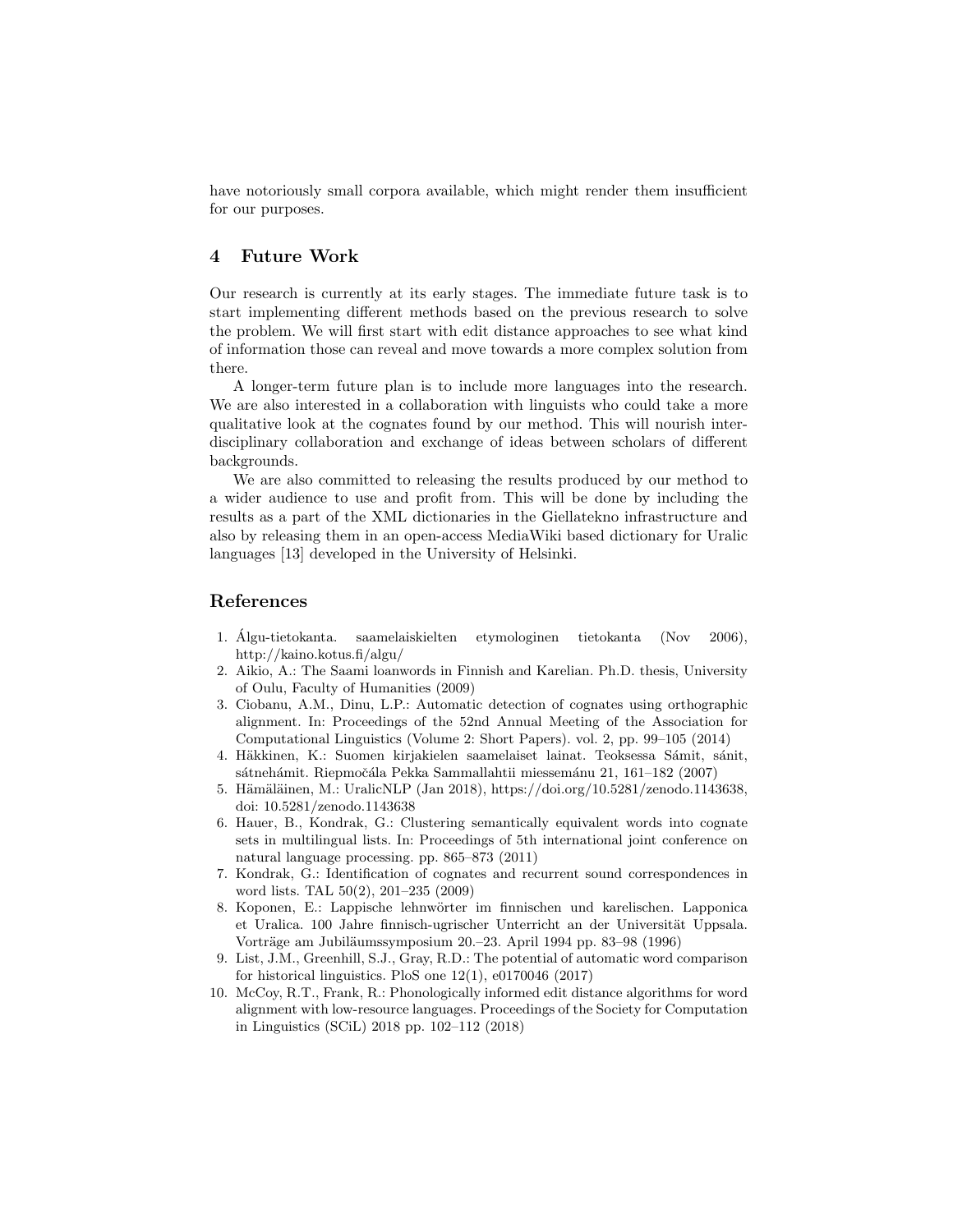have notoriously small corpora available, which might render them insufficient for our purposes.

## 4 Future Work

Our research is currently at its early stages. The immediate future task is to start implementing different methods based on the previous research to solve the problem. We will first start with edit distance approaches to see what kind of information those can reveal and move towards a more complex solution from there.

A longer-term future plan is to include more languages into the research. We are also interested in a collaboration with linguists who could take a more qualitative look at the cognates found by our method. This will nourish interdisciplinary collaboration and exchange of ideas between scholars of different backgrounds.

We are also committed to releasing the results produced by our method to a wider audience to use and profit from. This will be done by including the results as a part of the XML dictionaries in the Giellatekno infrastructure and also by releasing them in an open-access MediaWiki based dictionary for Uralic languages [13] developed in the University of Helsinki.

## References

1. Álgu-tietokanta. saamelaiskielten etymologinen tietokanta (Nov 2006), http://kaino.kotus.fi/algu/
2. Aikio, A.: The Saami loanwords in Finnish and Karelian. Ph.D. thesis, University of Oulu, Faculty of Humanities (2009)
3. Ciobanu, A.M., Dinu, L.P.: Automatic detection of cognates using orthographic alignment. In: Proceedings of the 52nd Annual Meeting of the Association for Computational Linguistics (Volume 2: Short Papers). vol. 2, pp. 99–105 (2014)
4. Häkkinen, K.: Suomen kirjakielen saamelaiset lainat. Teoksessa Sámit, sánit, sátnehámit. Riepmočála Pekka Sammallahtii miessemánu 21, 161–182 (2007)
5. Hämäläinen, M.: UralicNLP (Jan 2018), https://doi.org/10.5281/zenodo.1143638, doi: 10.5281/zenodo.1143638
6. Hauer, B., Kondrak, G.: Clustering semantically equivalent words into cognate sets in multilingual lists. In: Proceedings of 5th international joint conference on natural language processing. pp. 865–873 (2011)
7. Kondrak, G.: Identification of cognates and recurrent sound correspondences in word lists. TAL 50(2), 201–235 (2009)
8. Koponen, E.: Lappische lehnwörter im finnischen und karelischen. Lapponica et Uralica. 100 Jahre finnisch-ugrischer Unterricht an der Universität Uppsala. Vorträge am Jubiläumssymposium 20.–23. April 1994 pp. 83–98 (1996)
9. List, J.M., Greenhill, S.J., Gray, R.D.: The potential of automatic word comparison for historical linguistics. PloS one 12(1), e0170046 (2017)
10. McCoy, R.T., Frank, R.: Phonologically informed edit distance algorithms for word alignment with low-resource languages. Proceedings of the Society for Computation in Linguistics (SCiL) 2018 pp. 102–112 (2018)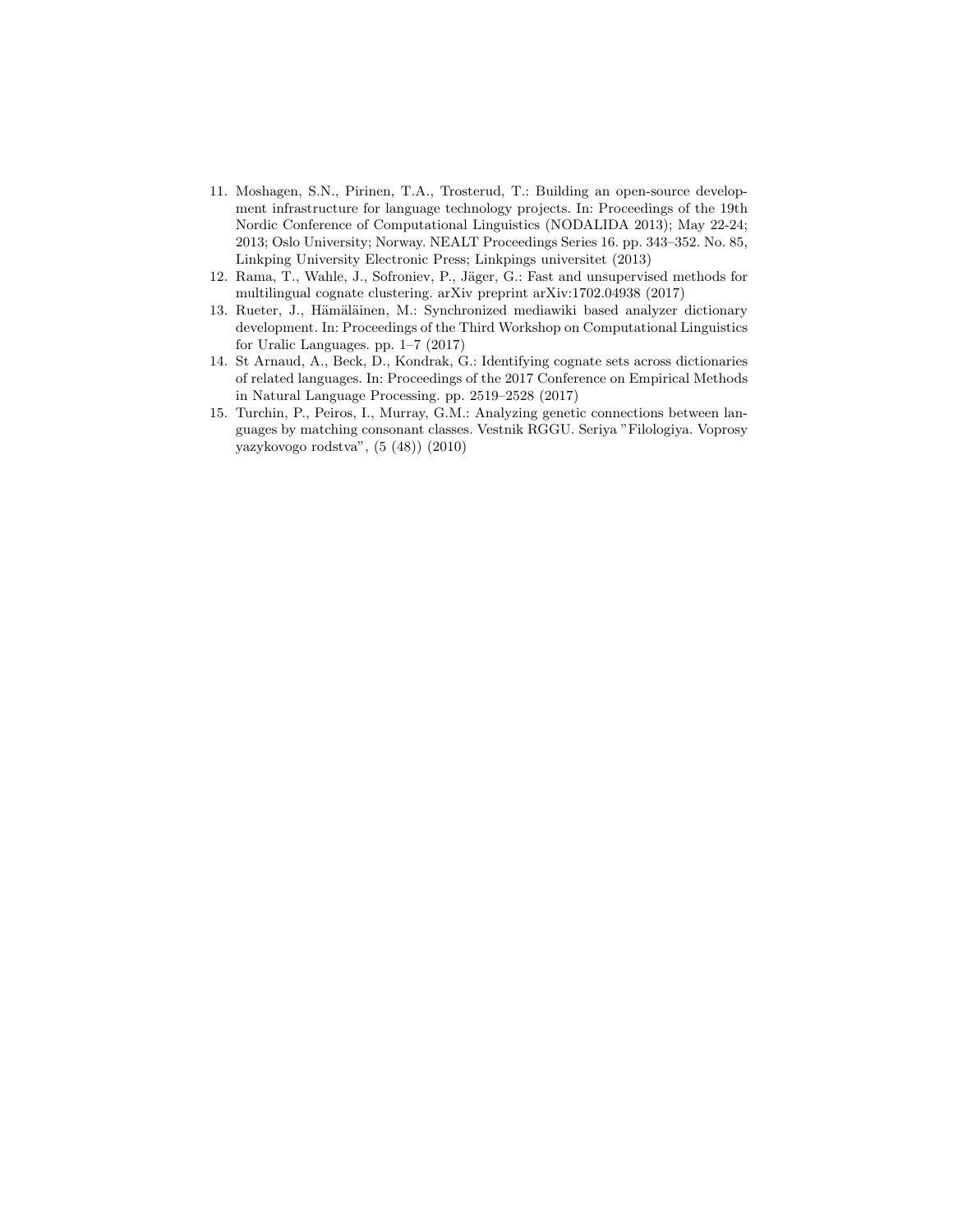11. Moshagen, S.N., Pirinen, T.A., Trosterud, T.: Building an open-source development infrastructure for language technology projects. In: Proceedings of the 19th Nordic Conference of Computational Linguistics (NODALIDA 2013); May 22-24; 2013; Oslo University; Norway. NEALT Proceedings Series 16. pp. 343–352. No. 85, Linkping University Electronic Press; Linkpings universitet (2013)
12. Rama, T., Wahle, J., Sofroniev, P., Jäger, G.: Fast and unsupervised methods for multilingual cognate clustering. arXiv preprint arXiv:1702.04938 (2017)
13. Rueter, J., Hämäläinen, M.: Synchronized mediawiki based analyzer dictionary development. In: Proceedings of the Third Workshop on Computational Linguistics for Uralic Languages. pp. 1–7 (2017)
14. St Arnaud, A., Beck, D., Kondrak, G.: Identifying cognate sets across dictionaries of related languages. In: Proceedings of the 2017 Conference on Empirical Methods in Natural Language Processing. pp. 2519–2528 (2017)
15. Turchin, P., Peiros, I., Murray, G.M.: Analyzing genetic connections between languages by matching consonant classes. Vestnik RGGU. Seriya "Filologiya. Voprosy yazykovogo rodstva", (5 (48)) (2010)